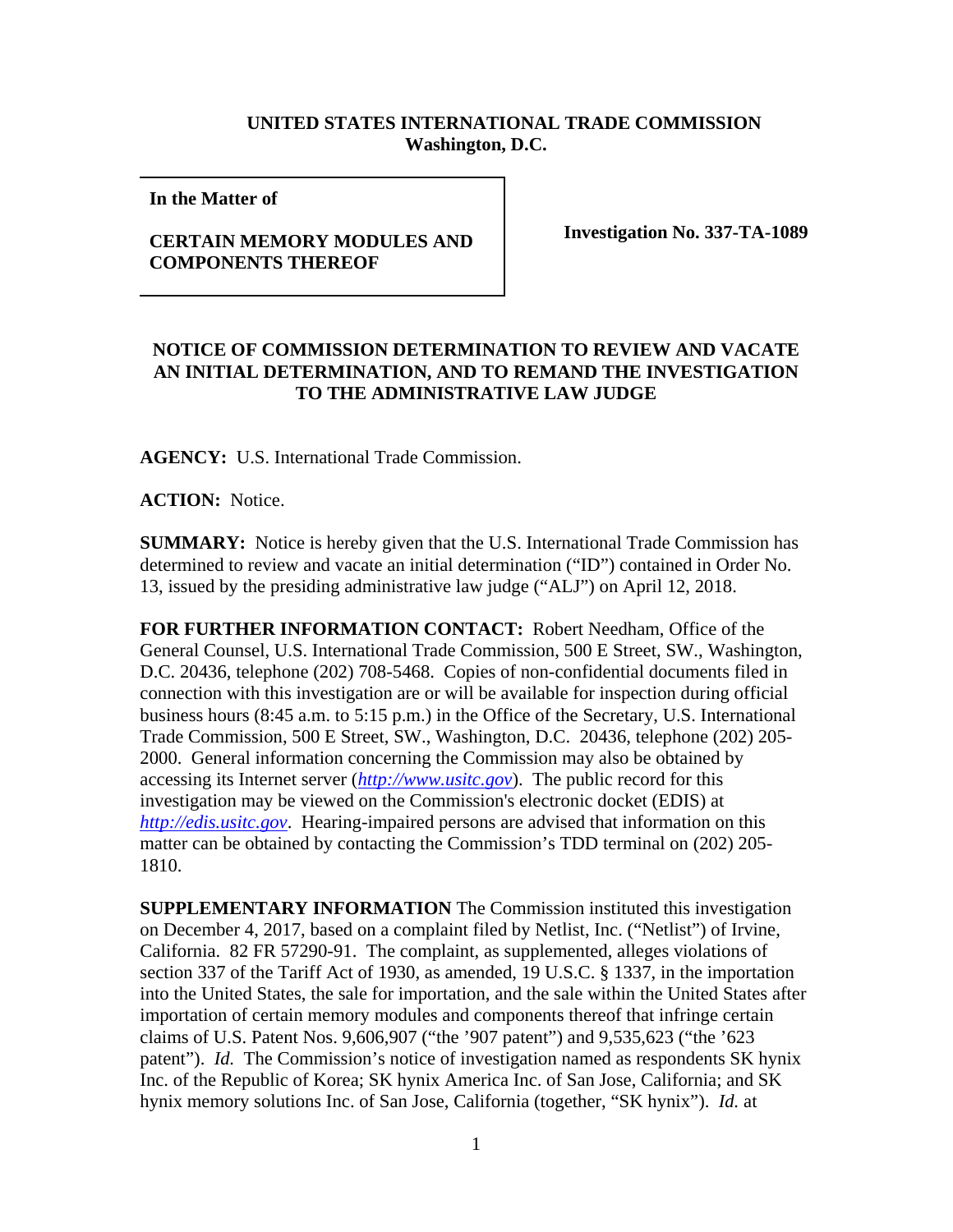**UNITED STATES INTERNATIONAL TRADE COMMISSION**
**Washington, D.C.**

| **In the Matter of**<br><br>**CERTAIN MEMORY MODULES AND COMPONENTS THEREOF** | **Investigation No. 337-TA-1089** |
|---|---|

## NOTICE OF COMMISSION DETERMINATION TO REVIEW AND VACATE AN INITIAL DETERMINATION, AND TO REMAND THE INVESTIGATION TO THE ADMINISTRATIVE LAW JUDGE

**AGENCY:** U.S. International Trade Commission.

**ACTION:** Notice.

**SUMMARY:** Notice is hereby given that the U.S. International Trade Commission has determined to review and vacate an initial determination ("ID") contained in Order No. 13, issued by the presiding administrative law judge ("ALJ") on April 12, 2018.

**FOR FURTHER INFORMATION CONTACT:** Robert Needham, Office of the General Counsel, U.S. International Trade Commission, 500 E Street, SW., Washington, D.C. 20436, telephone (202) 708-5468. Copies of non-confidential documents filed in connection with this investigation are or will be available for inspection during official business hours (8:45 a.m. to 5:15 p.m.) in the Office of the Secretary, U.S. International Trade Commission, 500 E Street, SW., Washington, D.C. 20436, telephone (202) 205-2000. General information concerning the Commission may also be obtained by accessing its Internet server (*http://www.usitc.gov*). The public record for this investigation may be viewed on the Commission's electronic docket (EDIS) at *http://edis.usitc.gov*. Hearing-impaired persons are advised that information on this matter can be obtained by contacting the Commission's TDD terminal on (202) 205-1810.

**SUPPLEMENTARY INFORMATION** The Commission instituted this investigation on December 4, 2017, based on a complaint filed by Netlist, Inc. ("Netlist") of Irvine, California. 82 FR 57290-91. The complaint, as supplemented, alleges violations of section 337 of the Tariff Act of 1930, as amended, 19 U.S.C. § 1337, in the importation into the United States, the sale for importation, and the sale within the United States after importation of certain memory modules and components thereof that infringe certain claims of U.S. Patent Nos. 9,606,907 ("the '907 patent") and 9,535,623 ("the '623 patent"). *Id.* The Commission's notice of investigation named as respondents SK hynix Inc. of the Republic of Korea; SK hynix America Inc. of San Jose, California; and SK hynix memory solutions Inc. of San Jose, California (together, "SK hynix"). *Id.* at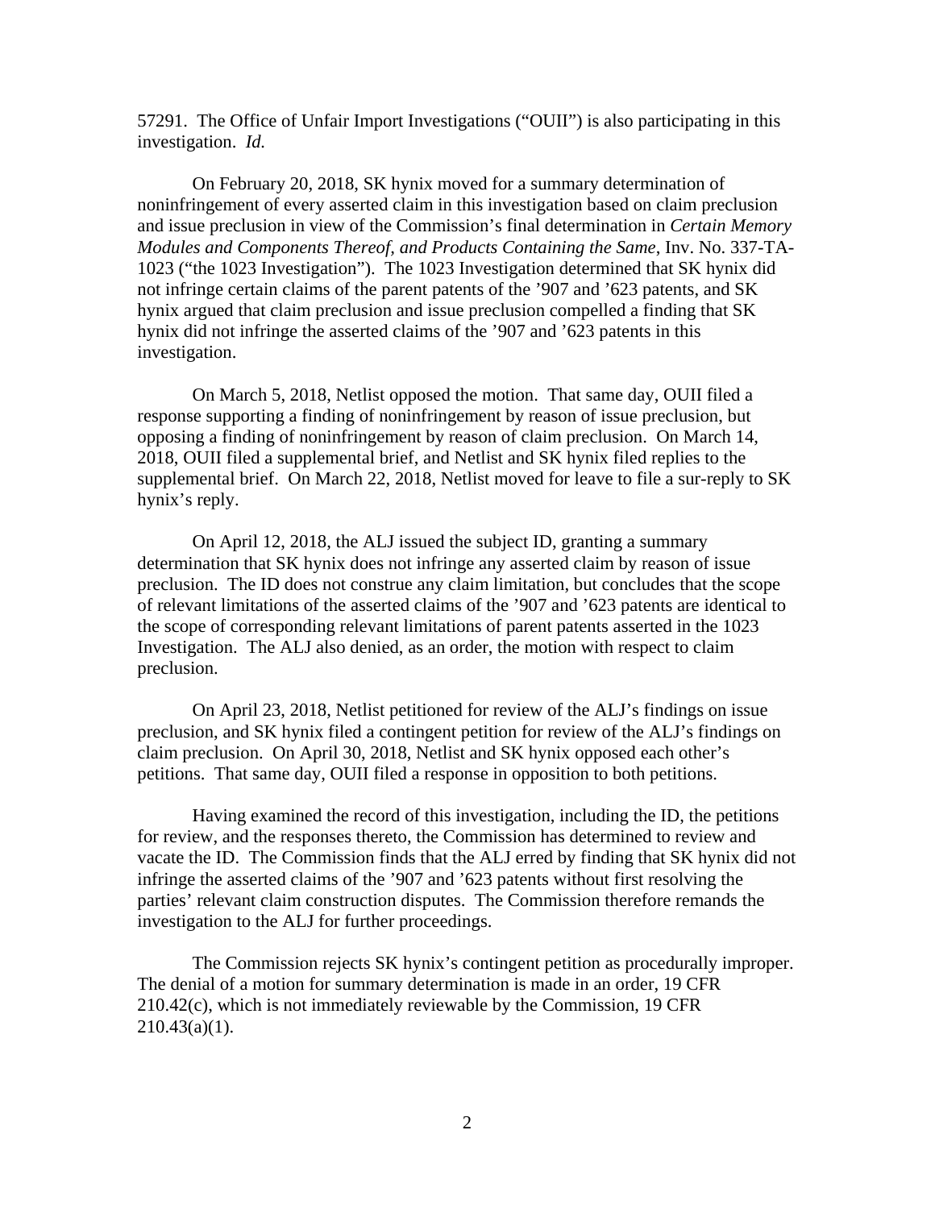57291. The Office of Unfair Import Investigations ("OUII") is also participating in this investigation. *Id.*

On February 20, 2018, SK hynix moved for a summary determination of noninfringement of every asserted claim in this investigation based on claim preclusion and issue preclusion in view of the Commission's final determination in *Certain Memory Modules and Components Thereof, and Products Containing the Same*, Inv. No. 337-TA-1023 ("the 1023 Investigation"). The 1023 Investigation determined that SK hynix did not infringe certain claims of the parent patents of the '907 and '623 patents, and SK hynix argued that claim preclusion and issue preclusion compelled a finding that SK hynix did not infringe the asserted claims of the '907 and '623 patents in this investigation.

On March 5, 2018, Netlist opposed the motion. That same day, OUII filed a response supporting a finding of noninfringement by reason of issue preclusion, but opposing a finding of noninfringement by reason of claim preclusion. On March 14, 2018, OUII filed a supplemental brief, and Netlist and SK hynix filed replies to the supplemental brief. On March 22, 2018, Netlist moved for leave to file a sur-reply to SK hynix's reply.

On April 12, 2018, the ALJ issued the subject ID, granting a summary determination that SK hynix does not infringe any asserted claim by reason of issue preclusion. The ID does not construe any claim limitation, but concludes that the scope of relevant limitations of the asserted claims of the '907 and '623 patents are identical to the scope of corresponding relevant limitations of parent patents asserted in the 1023 Investigation. The ALJ also denied, as an order, the motion with respect to claim preclusion.

On April 23, 2018, Netlist petitioned for review of the ALJ's findings on issue preclusion, and SK hynix filed a contingent petition for review of the ALJ's findings on claim preclusion. On April 30, 2018, Netlist and SK hynix opposed each other's petitions. That same day, OUII filed a response in opposition to both petitions.

Having examined the record of this investigation, including the ID, the petitions for review, and the responses thereto, the Commission has determined to review and vacate the ID. The Commission finds that the ALJ erred by finding that SK hynix did not infringe the asserted claims of the '907 and '623 patents without first resolving the parties' relevant claim construction disputes. The Commission therefore remands the investigation to the ALJ for further proceedings.

The Commission rejects SK hynix's contingent petition as procedurally improper. The denial of a motion for summary determination is made in an order, 19 CFR 210.42(c), which is not immediately reviewable by the Commission, 19 CFR 210.43(a)(1).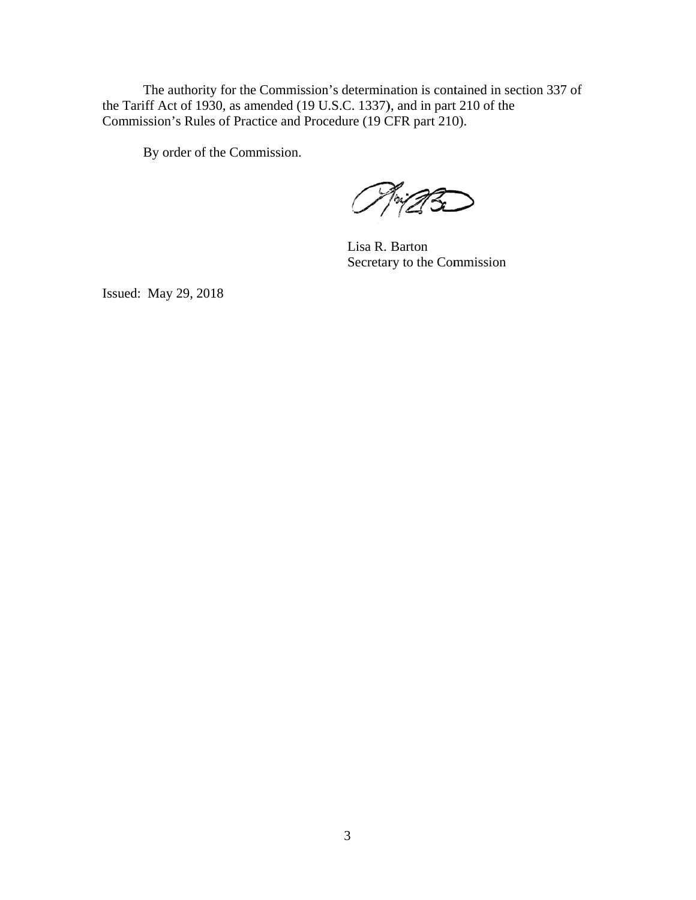The authority for the Commission's determination is contained in section 337 of the Tariff Act of 1930, as amended (19 U.S.C. 1337), and in part 210 of the Commission's Rules of Practice and Procedure (19 CFR part 210).

By order of the Commission.

Lisa R. Barton
Secretary to the Commission

Issued: May 29, 2018